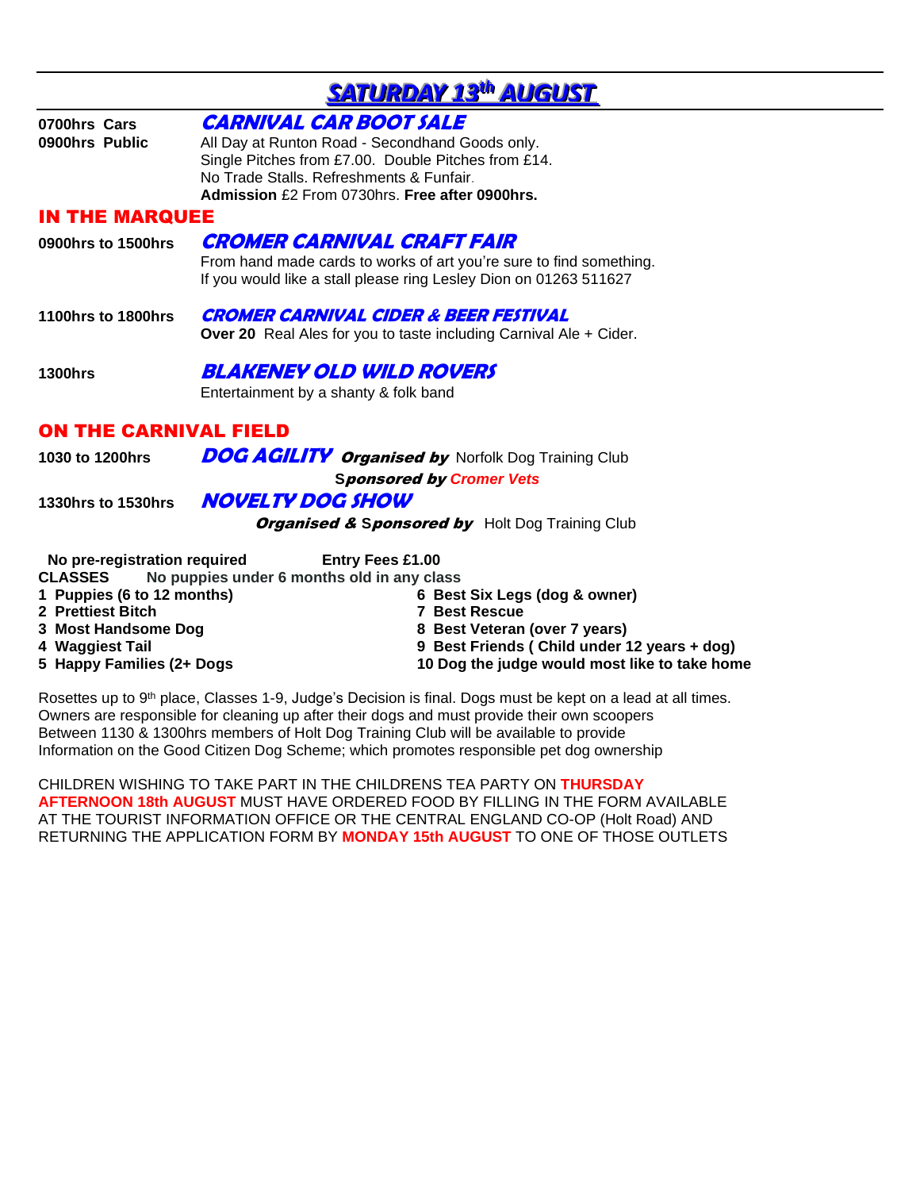# SATURDAY 13th AUGUST

**0700hrs Cars**
**0900hrs Public**

## CARNIVAL CAR BOOT SALE

All Day at Runton Road - Secondhand Goods only.
Single Pitches from £7.00. Double Pitches from £14.
No Trade Stalls. Refreshments & Funfair.
**Admission** £2 From 0730hrs. **Free after 0900hrs.**

## IN THE MARQUEE

**0900hrs to 1500hrs** — **CROMER CARNIVAL CRAFT FAIR**

From hand made cards to works of art you're sure to find something.
If you would like a stall please ring Lesley Dion on 01263 511627

**1100hrs to 1800hrs** — **CROMER CARNIVAL CIDER & BEER FESTIVAL**

**Over 20** Real Ales for you to taste including Carnival Ale + Cider.

**1300hrs** — **BLAKENEY OLD WILD ROVERS**

Entertainment by a shanty & folk band

## ON THE CARNIVAL FIELD

**1030 to 1200hrs** — **DOG AGILITY** ***Organised by*** Norfolk Dog Training Club
***Sponsored by*** *Cromer Vets*

**1330hrs to 1530hrs** — **NOVELTY DOG SHOW**
***Organised & Sponsored by*** Holt Dog Training Club

**No pre-registration required** **Entry Fees £1.00**

**CLASSES** **No puppies under 6 months old in any class**

1. **Puppies (6 to 12 months)**
2. **Prettiest Bitch**
3. **Most Handsome Dog**
4. **Waggiest Tail**
5. **Happy Families (2+ Dogs**
6. **Best Six Legs (dog & owner)**
7. **Best Rescue**
8. **Best Veteran (over 7 years)**
9. **Best Friends ( Child under 12 years + dog)**
10. **Dog the judge would most like to take home**

Rosettes up to 9th place, Classes 1-9, Judge's Decision is final. Dogs must be kept on a lead at all times.
Owners are responsible for cleaning up after their dogs and must provide their own scoopers
Between 1130 & 1300hrs members of Holt Dog Training Club will be available to provide
Information on the Good Citizen Dog Scheme; which promotes responsible pet dog ownership

CHILDREN WISHING TO TAKE PART IN THE CHILDRENS TEA PARTY ON **THURSDAY AFTERNOON 18th AUGUST** MUST HAVE ORDERED FOOD BY FILLING IN THE FORM AVAILABLE AT THE TOURIST INFORMATION OFFICE OR THE CENTRAL ENGLAND CO-OP (Holt Road) AND RETURNING THE APPLICATION FORM BY **MONDAY 15th AUGUST** TO ONE OF THOSE OUTLETS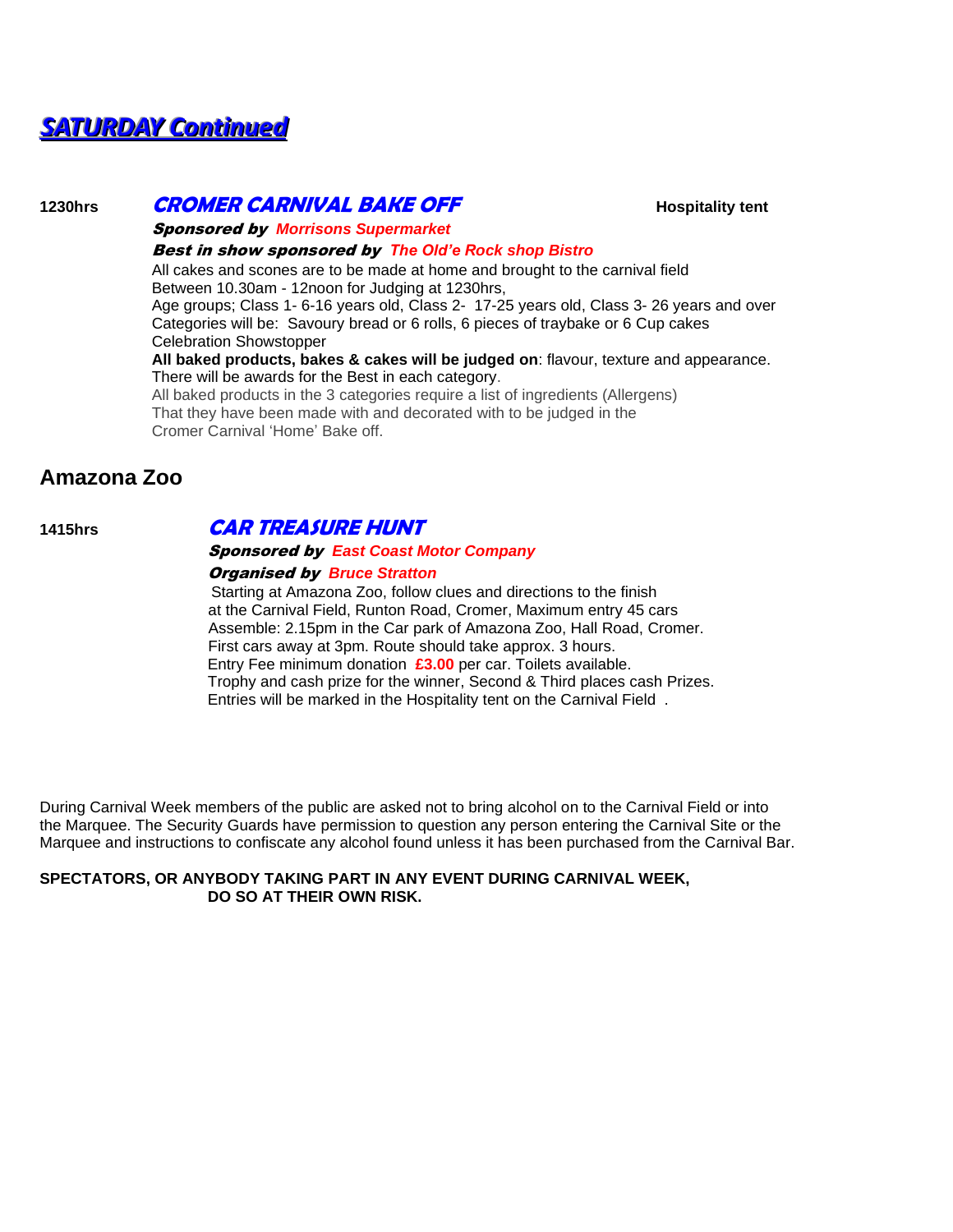## *SATURDAY Continued*

**1230hrs** ***CROMER CARNIVAL BAKE OFF*** **Hospitality tent**

***Sponsored by*** ***Morrisons Supermarket***

***Best in show sponsored by*** ***The Old'e Rock shop Bistro***

All cakes and scones are to be made at home and brought to the carnival field
Between 10.30am - 12noon for Judging at 1230hrs,
Age groups; Class 1- 6-16 years old, Class 2- 17-25 years old, Class 3- 26 years and over
Categories will be: Savoury bread or 6 rolls, 6 pieces of traybake or 6 Cup cakes
Celebration Showstopper
**All baked products, bakes & cakes will be judged on**: flavour, texture and appearance.
There will be awards for the Best in each category.
All baked products in the 3 categories require a list of ingredients (Allergens)
That they have been made with and decorated with to be judged in the
Cromer Carnival 'Home' Bake off.

## Amazona Zoo

**1415hrs** ***CAR TREASURE HUNT***

***Sponsored by*** ***East Coast Motor Company***

***Organised by*** ***Bruce Stratton***

Starting at Amazona Zoo, follow clues and directions to the finish
at the Carnival Field, Runton Road, Cromer, Maximum entry 45 cars
Assemble: 2.15pm in the Car park of Amazona Zoo, Hall Road, Cromer.
First cars away at 3pm. Route should take approx. 3 hours.
Entry Fee minimum donation **£3.00** per car. Toilets available.
Trophy and cash prize for the winner, Second & Third places cash Prizes.
Entries will be marked in the Hospitality tent on the Carnival Field .

During Carnival Week members of the public are asked not to bring alcohol on to the Carnival Field or into the Marquee. The Security Guards have permission to question any person entering the Carnival Site or the Marquee and instructions to confiscate any alcohol found unless it has been purchased from the Carnival Bar.

**SPECTATORS, OR ANYBODY TAKING PART IN ANY EVENT DURING CARNIVAL WEEK, DO SO AT THEIR OWN RISK.**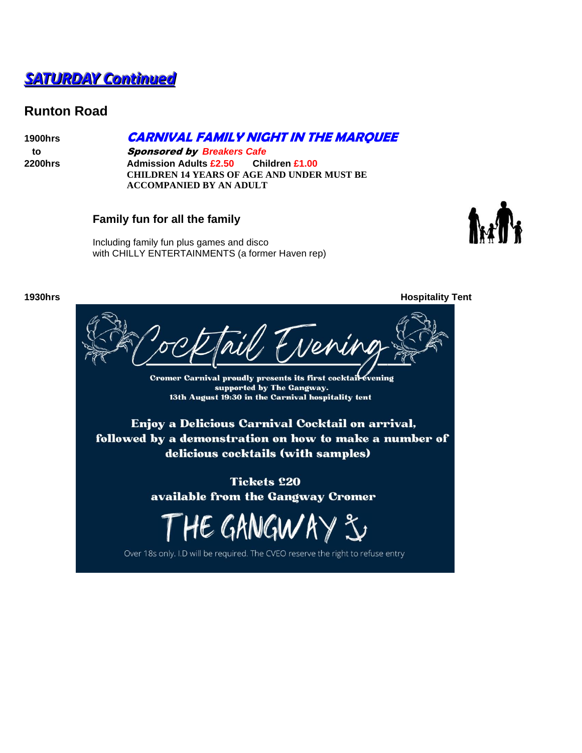## ***SATURDAY Continued***

### Runton Road

**1900hrs**
**to**
**2200hrs**

***CARNIVAL FAMILY NIGHT IN THE MARQUEE***

***Sponsored by*** ***Breakers Cafe***

**Admission Adults £2.50** **Children £1.00**

**CHILDREN 14 YEARS OF AGE AND UNDER MUST BE ACCOMPANIED BY AN ADULT**

**Family fun for all the family**

Including family fun plus games and disco
with CHILLY ENTERTAINMENTS (a former Haven rep)

**1930hrs** **Hospitality Tent**

Cocktail Evening

**Cromer Carnival proudly presents its first cocktail evening supported by The Gangway.**
**13th August 19:30 in the Carnival hospitality tent**

**Enjoy a Delicious Carnival Cocktail on arrival, followed by a demonstration on how to make a number of delicious cocktails (with samples)**

**Tickets £20**
**available from the Gangway Cromer**

THE GANGWAY

Over 18s only. I.D will be required. The CVEO reserve the right to refuse entry